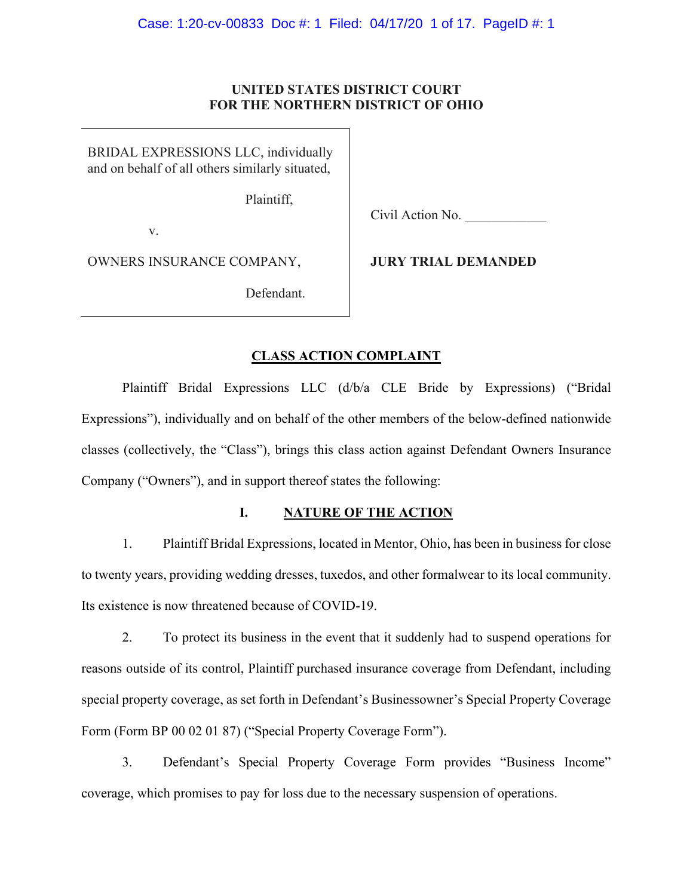**UNITED STATES DISTRICT COURT**
**FOR THE NORTHERN DISTRICT OF OHIO**

| | |
|---|---|
| BRIDAL EXPRESSIONS LLC, individually and on behalf of all others similarly situated, Plaintiff, | Civil Action No. ____________ |
| v. | |
| OWNERS INSURANCE COMPANY, Defendant. | **JURY TRIAL DEMANDED** |

## CLASS ACTION COMPLAINT

Plaintiff Bridal Expressions LLC (d/b/a CLE Bride by Expressions) ("Bridal Expressions"), individually and on behalf of the other members of the below-defined nationwide classes (collectively, the "Class"), brings this class action against Defendant Owners Insurance Company ("Owners"), and in support thereof states the following:

### I. NATURE OF THE ACTION

1. Plaintiff Bridal Expressions, located in Mentor, Ohio, has been in business for close to twenty years, providing wedding dresses, tuxedos, and other formalwear to its local community. Its existence is now threatened because of COVID-19.

2. To protect its business in the event that it suddenly had to suspend operations for reasons outside of its control, Plaintiff purchased insurance coverage from Defendant, including special property coverage, as set forth in Defendant's Businessowner's Special Property Coverage Form (Form BP 00 02 01 87) ("Special Property Coverage Form").

3. Defendant's Special Property Coverage Form provides "Business Income" coverage, which promises to pay for loss due to the necessary suspension of operations.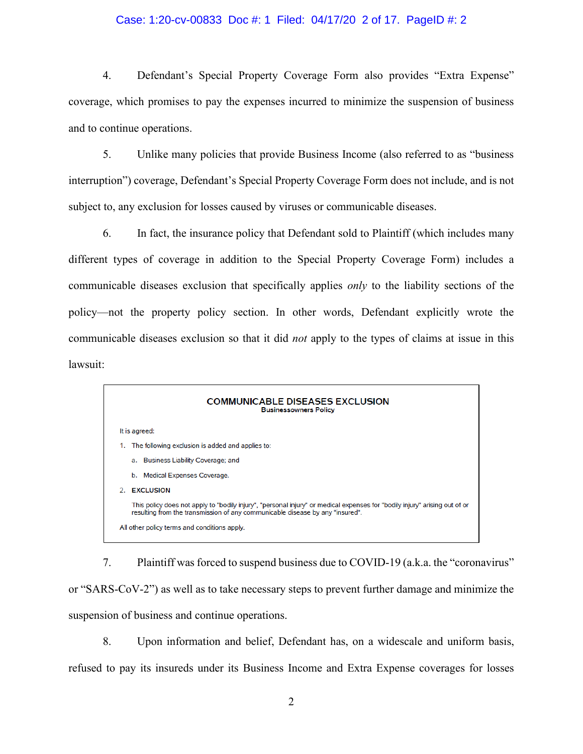4. Defendant's Special Property Coverage Form also provides "Extra Expense" coverage, which promises to pay the expenses incurred to minimize the suspension of business and to continue operations.

5. Unlike many policies that provide Business Income (also referred to as "business interruption") coverage, Defendant's Special Property Coverage Form does not include, and is not subject to, any exclusion for losses caused by viruses or communicable diseases.

6. In fact, the insurance policy that Defendant sold to Plaintiff (which includes many different types of coverage in addition to the Special Property Coverage Form) includes a communicable diseases exclusion that specifically applies *only* to the liability sections of the policy—not the property policy section. In other words, Defendant explicitly wrote the communicable diseases exclusion so that it did *not* apply to the types of claims at issue in this lawsuit:

> **COMMUNICABLE DISEASES EXCLUSION**
> **Businessowners Policy**
>
> It is agreed:
>
> 1. The following exclusion is added and applies to:
>    a. Business Liability Coverage; and
>    b. Medical Expenses Coverage.
> 2. **EXCLUSION**
>
>    This policy does not apply to "bodily injury", "personal injury" or medical expenses for "bodily injury" arising out of or resulting from the transmission of any communicable disease by any "insured".
>
> All other policy terms and conditions apply.

7. Plaintiff was forced to suspend business due to COVID-19 (a.k.a. the "coronavirus" or "SARS-CoV-2") as well as to take necessary steps to prevent further damage and minimize the suspension of business and continue operations.

8. Upon information and belief, Defendant has, on a widescale and uniform basis, refused to pay its insureds under its Business Income and Extra Expense coverages for losses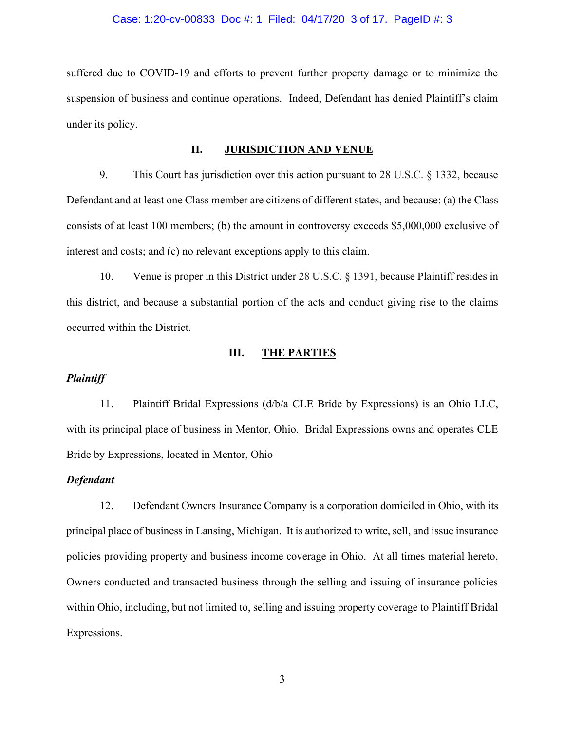suffered due to COVID-19 and efforts to prevent further property damage or to minimize the suspension of business and continue operations. Indeed, Defendant has denied Plaintiff's claim under its policy.

## II. JURISDICTION AND VENUE

9. This Court has jurisdiction over this action pursuant to 28 U.S.C. § 1332, because Defendant and at least one Class member are citizens of different states, and because: (a) the Class consists of at least 100 members; (b) the amount in controversy exceeds $5,000,000 exclusive of interest and costs; and (c) no relevant exceptions apply to this claim.

10. Venue is proper in this District under 28 U.S.C. § 1391, because Plaintiff resides in this district, and because a substantial portion of the acts and conduct giving rise to the claims occurred within the District.

## III. THE PARTIES

***Plaintiff***

11. Plaintiff Bridal Expressions (d/b/a CLE Bride by Expressions) is an Ohio LLC, with its principal place of business in Mentor, Ohio. Bridal Expressions owns and operates CLE Bride by Expressions, located in Mentor, Ohio

***Defendant***

12. Defendant Owners Insurance Company is a corporation domiciled in Ohio, with its principal place of business in Lansing, Michigan. It is authorized to write, sell, and issue insurance policies providing property and business income coverage in Ohio. At all times material hereto, Owners conducted and transacted business through the selling and issuing of insurance policies within Ohio, including, but not limited to, selling and issuing property coverage to Plaintiff Bridal Expressions.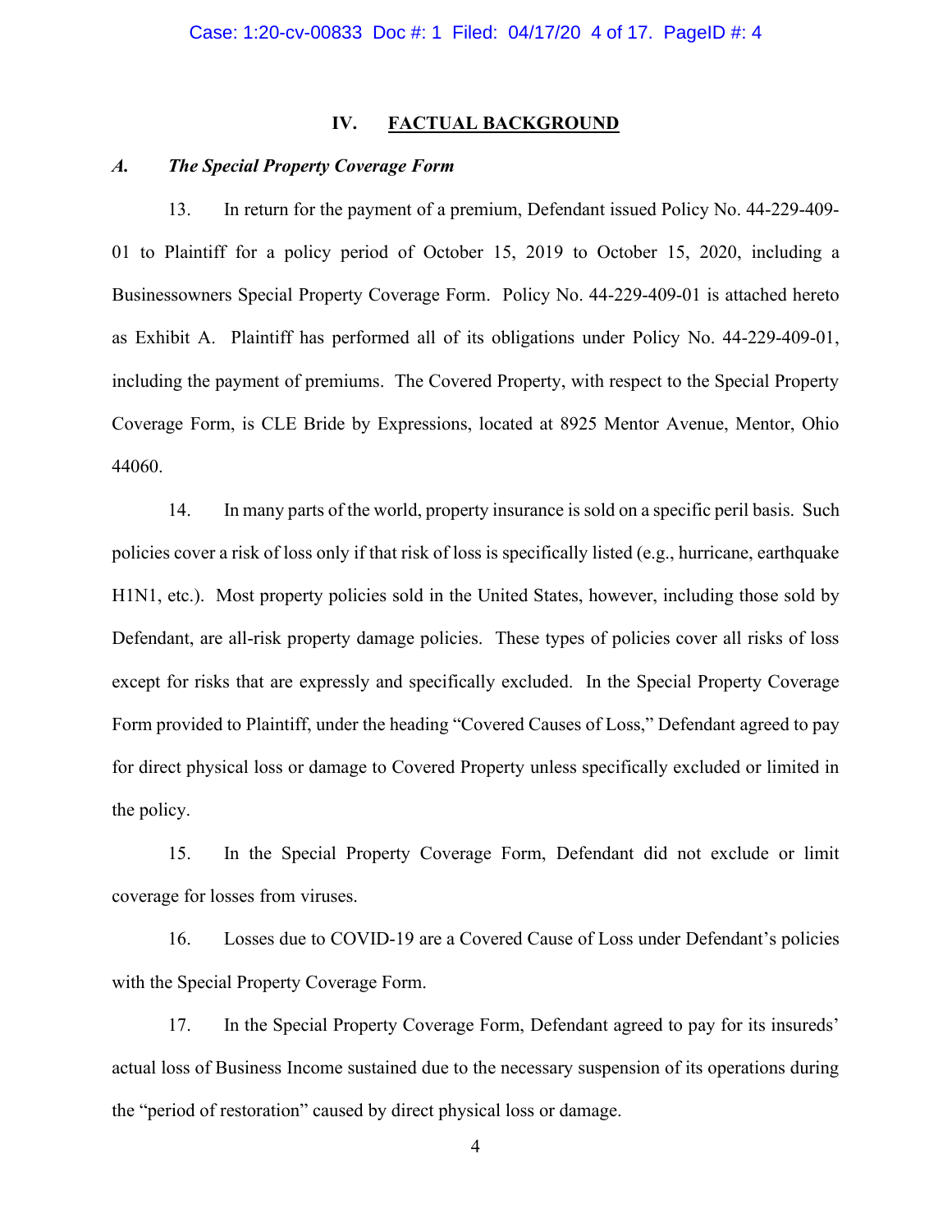## IV. FACTUAL BACKGROUND

### *A. The Special Property Coverage Form*

13. In return for the payment of a premium, Defendant issued Policy No. 44-229-409-01 to Plaintiff for a policy period of October 15, 2019 to October 15, 2020, including a Businessowners Special Property Coverage Form. Policy No. 44-229-409-01 is attached hereto as Exhibit A. Plaintiff has performed all of its obligations under Policy No. 44-229-409-01, including the payment of premiums. The Covered Property, with respect to the Special Property Coverage Form, is CLE Bride by Expressions, located at 8925 Mentor Avenue, Mentor, Ohio 44060.

14. In many parts of the world, property insurance is sold on a specific peril basis. Such policies cover a risk of loss only if that risk of loss is specifically listed (e.g., hurricane, earthquake H1N1, etc.). Most property policies sold in the United States, however, including those sold by Defendant, are all-risk property damage policies. These types of policies cover all risks of loss except for risks that are expressly and specifically excluded. In the Special Property Coverage Form provided to Plaintiff, under the heading "Covered Causes of Loss," Defendant agreed to pay for direct physical loss or damage to Covered Property unless specifically excluded or limited in the policy.

15. In the Special Property Coverage Form, Defendant did not exclude or limit coverage for losses from viruses.

16. Losses due to COVID-19 are a Covered Cause of Loss under Defendant's policies with the Special Property Coverage Form.

17. In the Special Property Coverage Form, Defendant agreed to pay for its insureds' actual loss of Business Income sustained due to the necessary suspension of its operations during the "period of restoration" caused by direct physical loss or damage.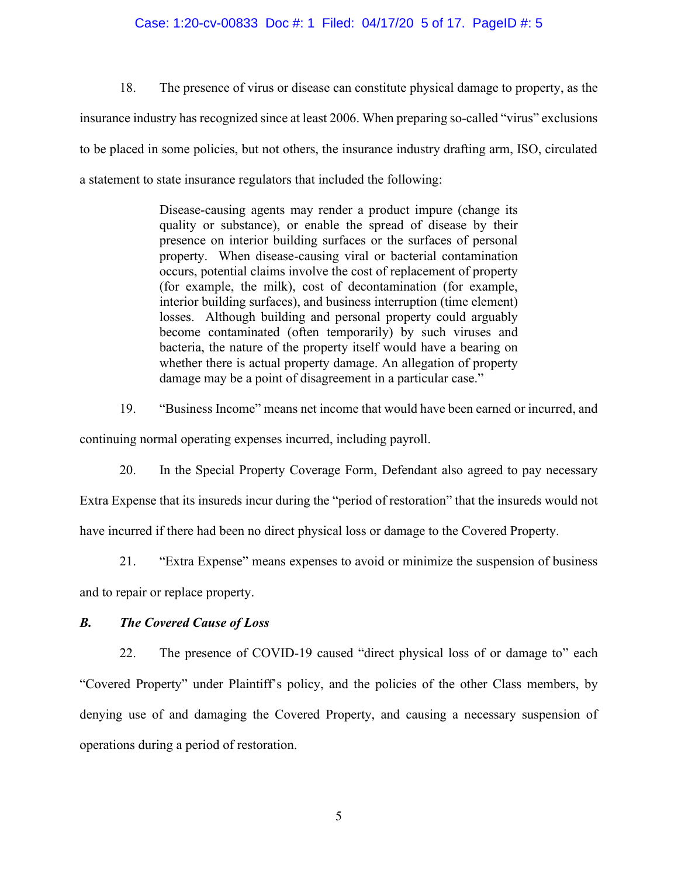18. The presence of virus or disease can constitute physical damage to property, as the insurance industry has recognized since at least 2006. When preparing so-called "virus" exclusions to be placed in some policies, but not others, the insurance industry drafting arm, ISO, circulated a statement to state insurance regulators that included the following:

> Disease-causing agents may render a product impure (change its quality or substance), or enable the spread of disease by their presence on interior building surfaces or the surfaces of personal property. When disease-causing viral or bacterial contamination occurs, potential claims involve the cost of replacement of property (for example, the milk), cost of decontamination (for example, interior building surfaces), and business interruption (time element) losses. Although building and personal property could arguably become contaminated (often temporarily) by such viruses and bacteria, the nature of the property itself would have a bearing on whether there is actual property damage. An allegation of property damage may be a point of disagreement in a particular case."

19. "Business Income" means net income that would have been earned or incurred, and continuing normal operating expenses incurred, including payroll.

20. In the Special Property Coverage Form, Defendant also agreed to pay necessary Extra Expense that its insureds incur during the "period of restoration" that the insureds would not have incurred if there had been no direct physical loss or damage to the Covered Property.

21. "Extra Expense" means expenses to avoid or minimize the suspension of business and to repair or replace property.

### *B. The Covered Cause of Loss*

22. The presence of COVID-19 caused "direct physical loss of or damage to" each "Covered Property" under Plaintiff's policy, and the policies of the other Class members, by denying use of and damaging the Covered Property, and causing a necessary suspension of operations during a period of restoration.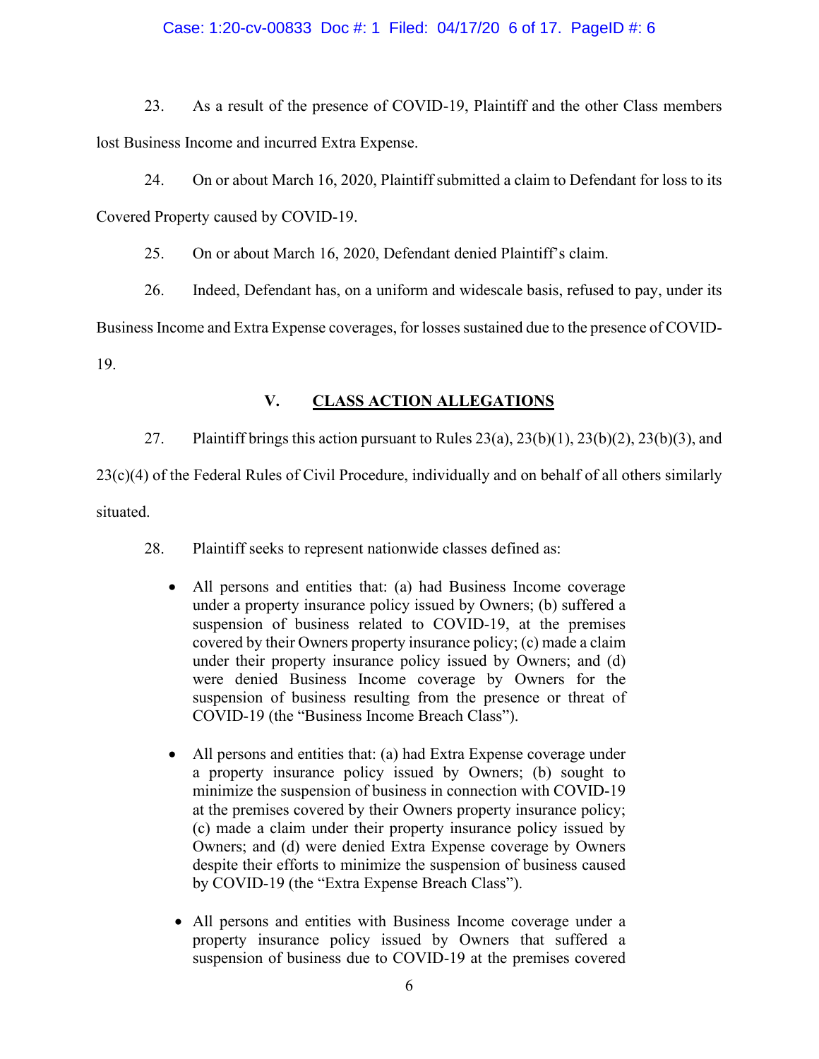23. As a result of the presence of COVID-19, Plaintiff and the other Class members lost Business Income and incurred Extra Expense.

24. On or about March 16, 2020, Plaintiff submitted a claim to Defendant for loss to its Covered Property caused by COVID-19.

25. On or about March 16, 2020, Defendant denied Plaintiff's claim.

26. Indeed, Defendant has, on a uniform and widescale basis, refused to pay, under its Business Income and Extra Expense coverages, for losses sustained due to the presence of COVID-19.

## V. CLASS ACTION ALLEGATIONS

27. Plaintiff brings this action pursuant to Rules 23(a), 23(b)(1), 23(b)(2), 23(b)(3), and 23(c)(4) of the Federal Rules of Civil Procedure, individually and on behalf of all others similarly situated.

28. Plaintiff seeks to represent nationwide classes defined as:

- All persons and entities that: (a) had Business Income coverage under a property insurance policy issued by Owners; (b) suffered a suspension of business related to COVID-19, at the premises covered by their Owners property insurance policy; (c) made a claim under their property insurance policy issued by Owners; and (d) were denied Business Income coverage by Owners for the suspension of business resulting from the presence or threat of COVID-19 (the "Business Income Breach Class").

- All persons and entities that: (a) had Extra Expense coverage under a property insurance policy issued by Owners; (b) sought to minimize the suspension of business in connection with COVID-19 at the premises covered by their Owners property insurance policy; (c) made a claim under their property insurance policy issued by Owners; and (d) were denied Extra Expense coverage by Owners despite their efforts to minimize the suspension of business caused by COVID-19 (the "Extra Expense Breach Class").

- All persons and entities with Business Income coverage under a property insurance policy issued by Owners that suffered a suspension of business due to COVID-19 at the premises covered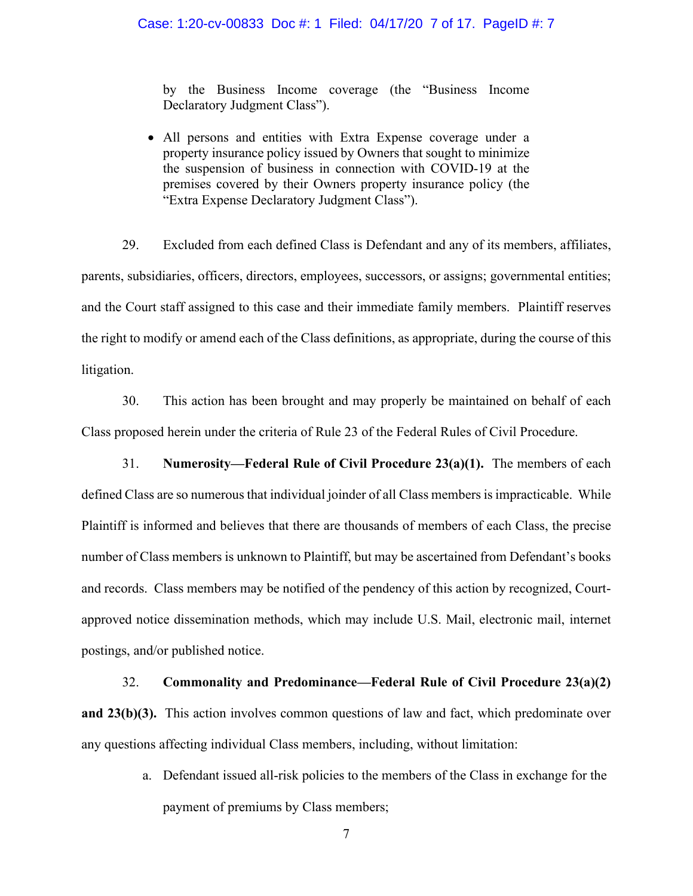by the Business Income coverage (the "Business Income Declaratory Judgment Class").

- All persons and entities with Extra Expense coverage under a property insurance policy issued by Owners that sought to minimize the suspension of business in connection with COVID-19 at the premises covered by their Owners property insurance policy (the "Extra Expense Declaratory Judgment Class").

29. Excluded from each defined Class is Defendant and any of its members, affiliates, parents, subsidiaries, officers, directors, employees, successors, or assigns; governmental entities; and the Court staff assigned to this case and their immediate family members. Plaintiff reserves the right to modify or amend each of the Class definitions, as appropriate, during the course of this litigation.

30. This action has been brought and may properly be maintained on behalf of each Class proposed herein under the criteria of Rule 23 of the Federal Rules of Civil Procedure.

31. **Numerosity—Federal Rule of Civil Procedure 23(a)(1).** The members of each defined Class are so numerous that individual joinder of all Class members is impracticable. While Plaintiff is informed and believes that there are thousands of members of each Class, the precise number of Class members is unknown to Plaintiff, but may be ascertained from Defendant's books and records. Class members may be notified of the pendency of this action by recognized, Court-approved notice dissemination methods, which may include U.S. Mail, electronic mail, internet postings, and/or published notice.

32. **Commonality and Predominance—Federal Rule of Civil Procedure 23(a)(2) and 23(b)(3).** This action involves common questions of law and fact, which predominate over any questions affecting individual Class members, including, without limitation:

a. Defendant issued all-risk policies to the members of the Class in exchange for the payment of premiums by Class members;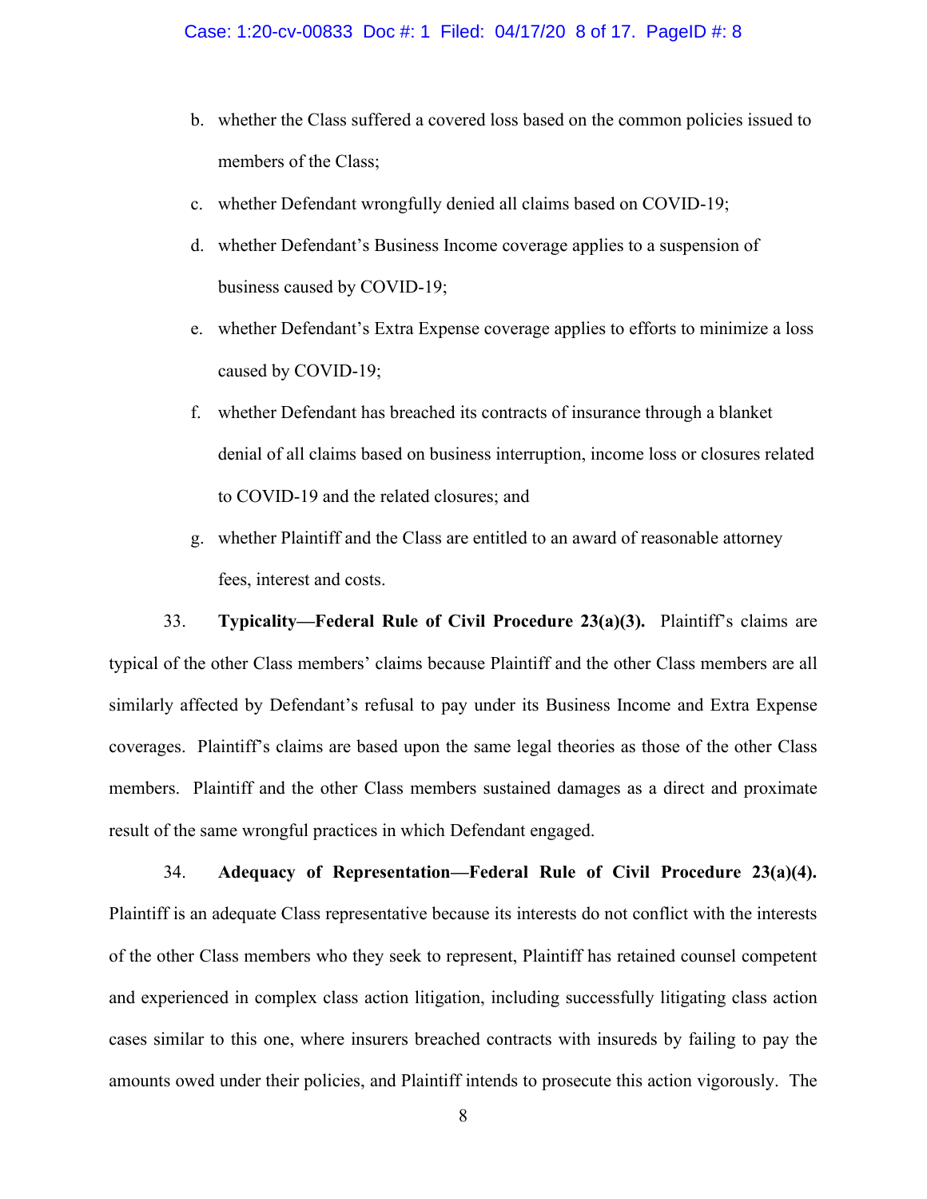b. whether the Class suffered a covered loss based on the common policies issued to members of the Class;

c. whether Defendant wrongfully denied all claims based on COVID-19;

d. whether Defendant's Business Income coverage applies to a suspension of business caused by COVID-19;

e. whether Defendant's Extra Expense coverage applies to efforts to minimize a loss caused by COVID-19;

f. whether Defendant has breached its contracts of insurance through a blanket denial of all claims based on business interruption, income loss or closures related to COVID-19 and the related closures; and

g. whether Plaintiff and the Class are entitled to an award of reasonable attorney fees, interest and costs.

33. **Typicality—Federal Rule of Civil Procedure 23(a)(3).** Plaintiff's claims are typical of the other Class members' claims because Plaintiff and the other Class members are all similarly affected by Defendant's refusal to pay under its Business Income and Extra Expense coverages. Plaintiff's claims are based upon the same legal theories as those of the other Class members. Plaintiff and the other Class members sustained damages as a direct and proximate result of the same wrongful practices in which Defendant engaged.

34. **Adequacy of Representation—Federal Rule of Civil Procedure 23(a)(4).** Plaintiff is an adequate Class representative because its interests do not conflict with the interests of the other Class members who they seek to represent, Plaintiff has retained counsel competent and experienced in complex class action litigation, including successfully litigating class action cases similar to this one, where insurers breached contracts with insureds by failing to pay the amounts owed under their policies, and Plaintiff intends to prosecute this action vigorously. The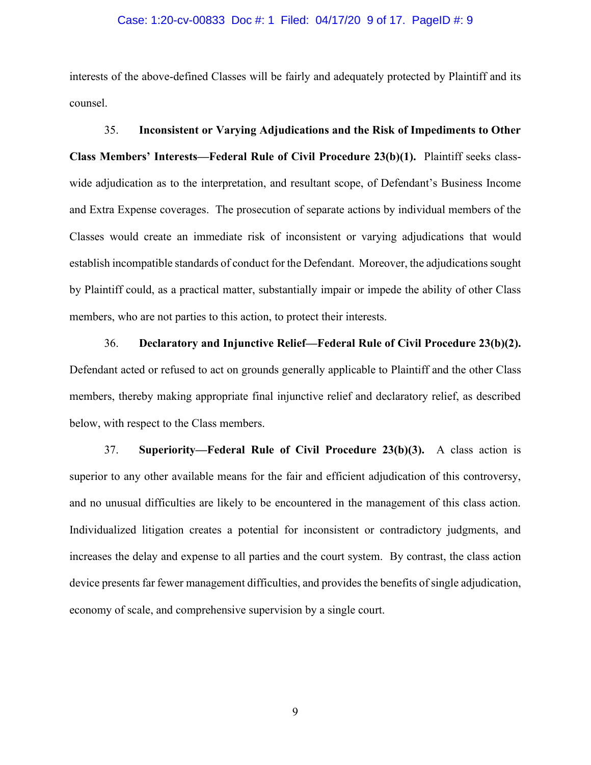interests of the above-defined Classes will be fairly and adequately protected by Plaintiff and its counsel.

35. **Inconsistent or Varying Adjudications and the Risk of Impediments to Other Class Members' Interests—Federal Rule of Civil Procedure 23(b)(1).** Plaintiff seeks class-wide adjudication as to the interpretation, and resultant scope, of Defendant's Business Income and Extra Expense coverages. The prosecution of separate actions by individual members of the Classes would create an immediate risk of inconsistent or varying adjudications that would establish incompatible standards of conduct for the Defendant. Moreover, the adjudications sought by Plaintiff could, as a practical matter, substantially impair or impede the ability of other Class members, who are not parties to this action, to protect their interests.

36. **Declaratory and Injunctive Relief—Federal Rule of Civil Procedure 23(b)(2).** Defendant acted or refused to act on grounds generally applicable to Plaintiff and the other Class members, thereby making appropriate final injunctive relief and declaratory relief, as described below, with respect to the Class members.

37. **Superiority—Federal Rule of Civil Procedure 23(b)(3).** A class action is superior to any other available means for the fair and efficient adjudication of this controversy, and no unusual difficulties are likely to be encountered in the management of this class action. Individualized litigation creates a potential for inconsistent or contradictory judgments, and increases the delay and expense to all parties and the court system. By contrast, the class action device presents far fewer management difficulties, and provides the benefits of single adjudication, economy of scale, and comprehensive supervision by a single court.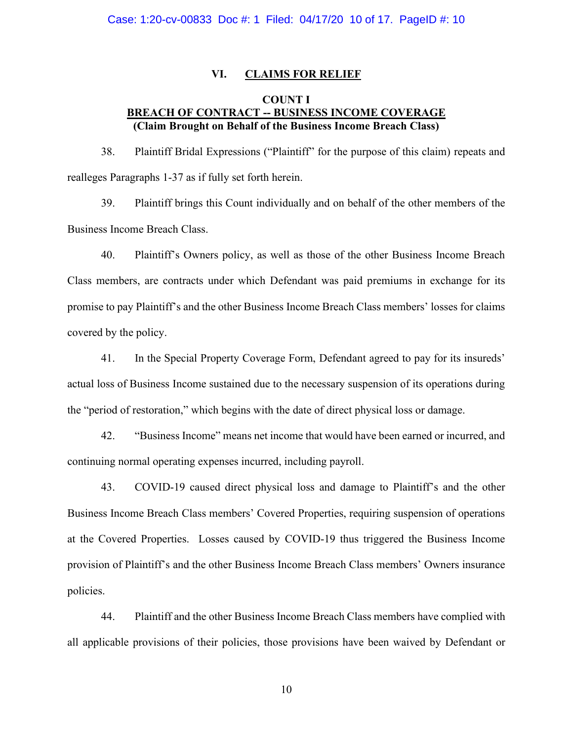## VI. CLAIMS FOR RELIEF

### COUNT I
### BREACH OF CONTRACT -- BUSINESS INCOME COVERAGE
**(Claim Brought on Behalf of the Business Income Breach Class)**

38. Plaintiff Bridal Expressions ("Plaintiff" for the purpose of this claim) repeats and realleges Paragraphs 1-37 as if fully set forth herein.

39. Plaintiff brings this Count individually and on behalf of the other members of the Business Income Breach Class.

40. Plaintiff's Owners policy, as well as those of the other Business Income Breach Class members, are contracts under which Defendant was paid premiums in exchange for its promise to pay Plaintiff's and the other Business Income Breach Class members' losses for claims covered by the policy.

41. In the Special Property Coverage Form, Defendant agreed to pay for its insureds' actual loss of Business Income sustained due to the necessary suspension of its operations during the "period of restoration," which begins with the date of direct physical loss or damage.

42. "Business Income" means net income that would have been earned or incurred, and continuing normal operating expenses incurred, including payroll.

43. COVID-19 caused direct physical loss and damage to Plaintiff's and the other Business Income Breach Class members' Covered Properties, requiring suspension of operations at the Covered Properties. Losses caused by COVID-19 thus triggered the Business Income provision of Plaintiff's and the other Business Income Breach Class members' Owners insurance policies.

44. Plaintiff and the other Business Income Breach Class members have complied with all applicable provisions of their policies, those provisions have been waived by Defendant or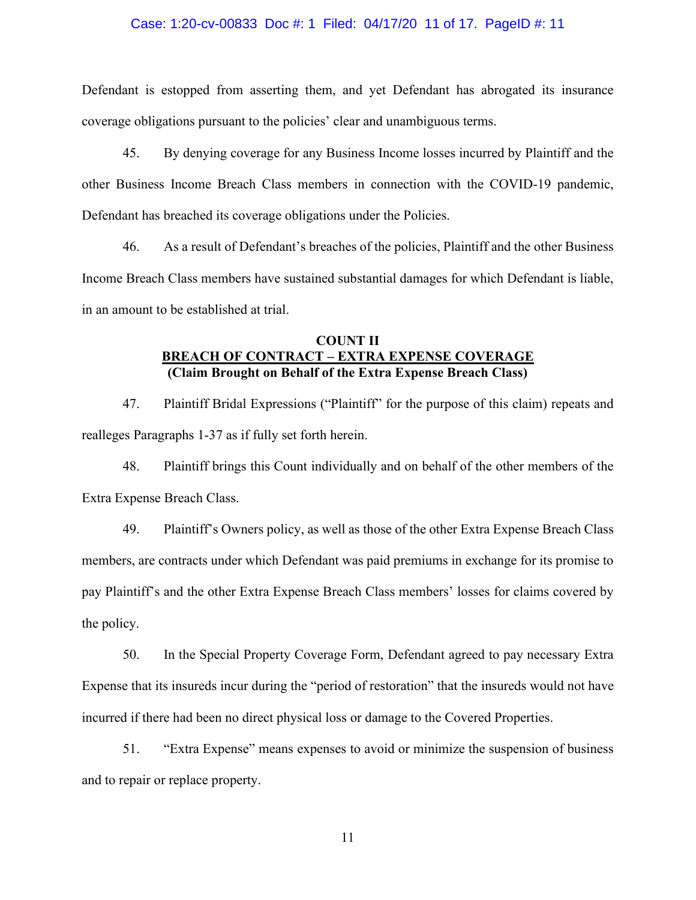Defendant is estopped from asserting them, and yet Defendant has abrogated its insurance coverage obligations pursuant to the policies' clear and unambiguous terms.

45. By denying coverage for any Business Income losses incurred by Plaintiff and the other Business Income Breach Class members in connection with the COVID-19 pandemic, Defendant has breached its coverage obligations under the Policies.

46. As a result of Defendant's breaches of the policies, Plaintiff and the other Business Income Breach Class members have sustained substantial damages for which Defendant is liable, in an amount to be established at trial.

**COUNT II**

**BREACH OF CONTRACT – EXTRA EXPENSE COVERAGE**

**(Claim Brought on Behalf of the Extra Expense Breach Class)**

47. Plaintiff Bridal Expressions ("Plaintiff" for the purpose of this claim) repeats and realleges Paragraphs 1-37 as if fully set forth herein.

48. Plaintiff brings this Count individually and on behalf of the other members of the Extra Expense Breach Class.

49. Plaintiff's Owners policy, as well as those of the other Extra Expense Breach Class members, are contracts under which Defendant was paid premiums in exchange for its promise to pay Plaintiff's and the other Extra Expense Breach Class members' losses for claims covered by the policy.

50. In the Special Property Coverage Form, Defendant agreed to pay necessary Extra Expense that its insureds incur during the "period of restoration" that the insureds would not have incurred if there had been no direct physical loss or damage to the Covered Properties.

51. "Extra Expense" means expenses to avoid or minimize the suspension of business and to repair or replace property.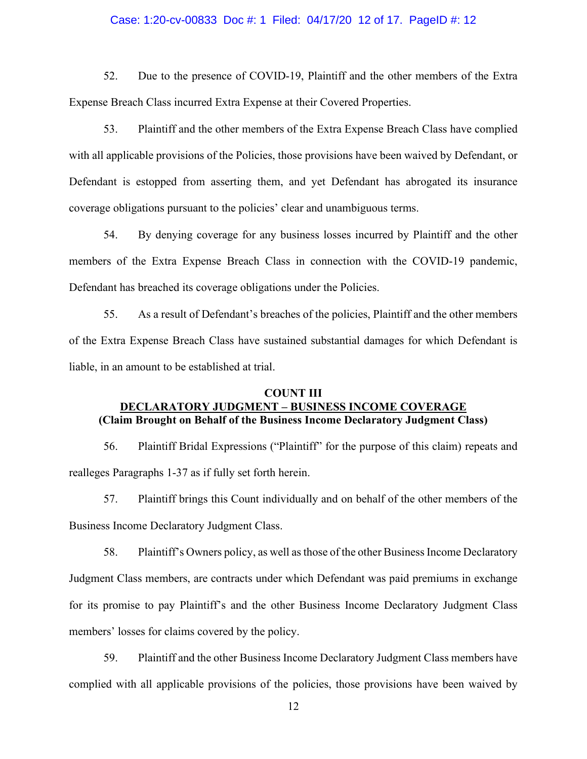52. Due to the presence of COVID-19, Plaintiff and the other members of the Extra Expense Breach Class incurred Extra Expense at their Covered Properties.

53. Plaintiff and the other members of the Extra Expense Breach Class have complied with all applicable provisions of the Policies, those provisions have been waived by Defendant, or Defendant is estopped from asserting them, and yet Defendant has abrogated its insurance coverage obligations pursuant to the policies' clear and unambiguous terms.

54. By denying coverage for any business losses incurred by Plaintiff and the other members of the Extra Expense Breach Class in connection with the COVID-19 pandemic, Defendant has breached its coverage obligations under the Policies.

55. As a result of Defendant's breaches of the policies, Plaintiff and the other members of the Extra Expense Breach Class have sustained substantial damages for which Defendant is liable, in an amount to be established at trial.

**COUNT III**
**DECLARATORY JUDGMENT – BUSINESS INCOME COVERAGE**
**(Claim Brought on Behalf of the Business Income Declaratory Judgment Class)**

56. Plaintiff Bridal Expressions ("Plaintiff" for the purpose of this claim) repeats and realleges Paragraphs 1-37 as if fully set forth herein.

57. Plaintiff brings this Count individually and on behalf of the other members of the Business Income Declaratory Judgment Class.

58. Plaintiff's Owners policy, as well as those of the other Business Income Declaratory Judgment Class members, are contracts under which Defendant was paid premiums in exchange for its promise to pay Plaintiff's and the other Business Income Declaratory Judgment Class members' losses for claims covered by the policy.

59. Plaintiff and the other Business Income Declaratory Judgment Class members have complied with all applicable provisions of the policies, those provisions have been waived by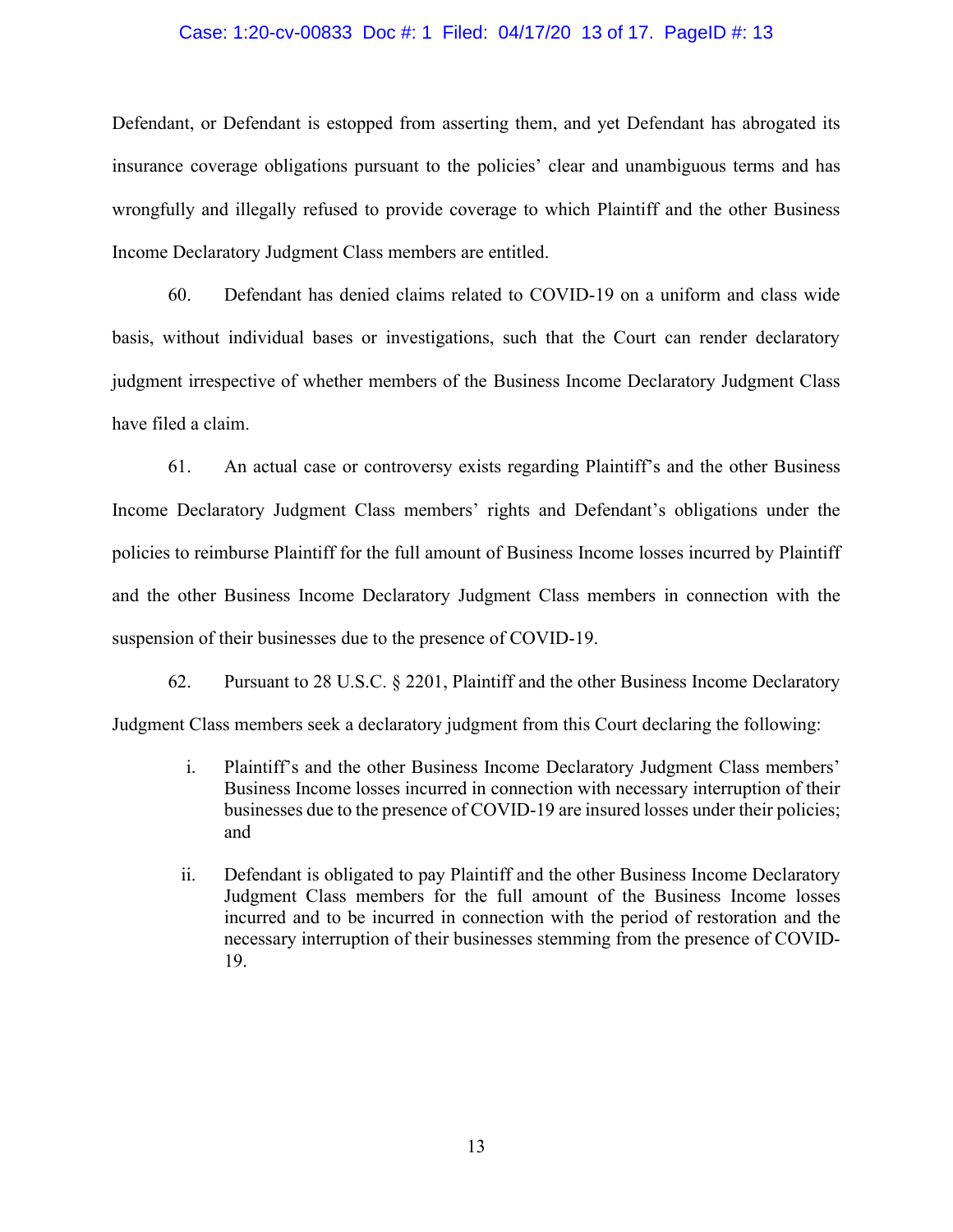Defendant, or Defendant is estopped from asserting them, and yet Defendant has abrogated its insurance coverage obligations pursuant to the policies' clear and unambiguous terms and has wrongfully and illegally refused to provide coverage to which Plaintiff and the other Business Income Declaratory Judgment Class members are entitled.

60. Defendant has denied claims related to COVID-19 on a uniform and class wide basis, without individual bases or investigations, such that the Court can render declaratory judgment irrespective of whether members of the Business Income Declaratory Judgment Class have filed a claim.

61. An actual case or controversy exists regarding Plaintiff's and the other Business Income Declaratory Judgment Class members' rights and Defendant's obligations under the policies to reimburse Plaintiff for the full amount of Business Income losses incurred by Plaintiff and the other Business Income Declaratory Judgment Class members in connection with the suspension of their businesses due to the presence of COVID-19.

62. Pursuant to 28 U.S.C. § 2201, Plaintiff and the other Business Income Declaratory Judgment Class members seek a declaratory judgment from this Court declaring the following:

i. Plaintiff's and the other Business Income Declaratory Judgment Class members' Business Income losses incurred in connection with necessary interruption of their businesses due to the presence of COVID-19 are insured losses under their policies; and

ii. Defendant is obligated to pay Plaintiff and the other Business Income Declaratory Judgment Class members for the full amount of the Business Income losses incurred and to be incurred in connection with the period of restoration and the necessary interruption of their businesses stemming from the presence of COVID-19.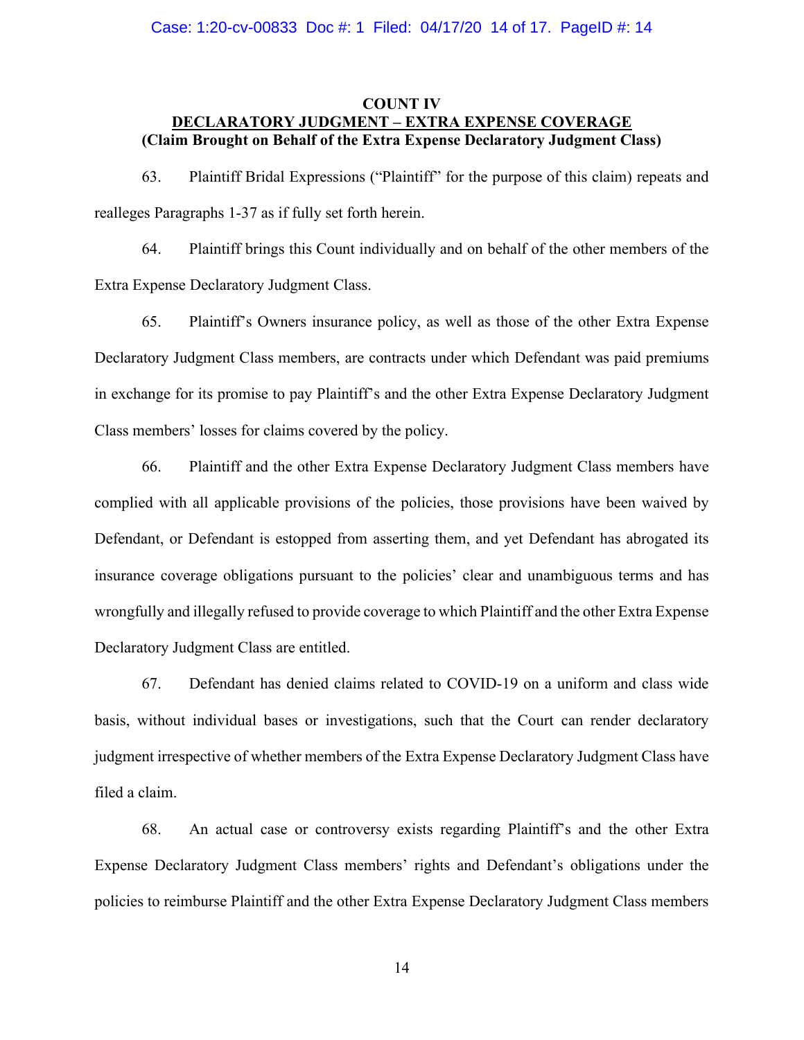**COUNT IV**

**DECLARATORY JUDGMENT – EXTRA EXPENSE COVERAGE**

**(Claim Brought on Behalf of the Extra Expense Declaratory Judgment Class)**

63. Plaintiff Bridal Expressions ("Plaintiff" for the purpose of this claim) repeats and realleges Paragraphs 1-37 as if fully set forth herein.

64. Plaintiff brings this Count individually and on behalf of the other members of the Extra Expense Declaratory Judgment Class.

65. Plaintiff's Owners insurance policy, as well as those of the other Extra Expense Declaratory Judgment Class members, are contracts under which Defendant was paid premiums in exchange for its promise to pay Plaintiff's and the other Extra Expense Declaratory Judgment Class members' losses for claims covered by the policy.

66. Plaintiff and the other Extra Expense Declaratory Judgment Class members have complied with all applicable provisions of the policies, those provisions have been waived by Defendant, or Defendant is estopped from asserting them, and yet Defendant has abrogated its insurance coverage obligations pursuant to the policies' clear and unambiguous terms and has wrongfully and illegally refused to provide coverage to which Plaintiff and the other Extra Expense Declaratory Judgment Class are entitled.

67. Defendant has denied claims related to COVID-19 on a uniform and class wide basis, without individual bases or investigations, such that the Court can render declaratory judgment irrespective of whether members of the Extra Expense Declaratory Judgment Class have filed a claim.

68. An actual case or controversy exists regarding Plaintiff's and the other Extra Expense Declaratory Judgment Class members' rights and Defendant's obligations under the policies to reimburse Plaintiff and the other Extra Expense Declaratory Judgment Class members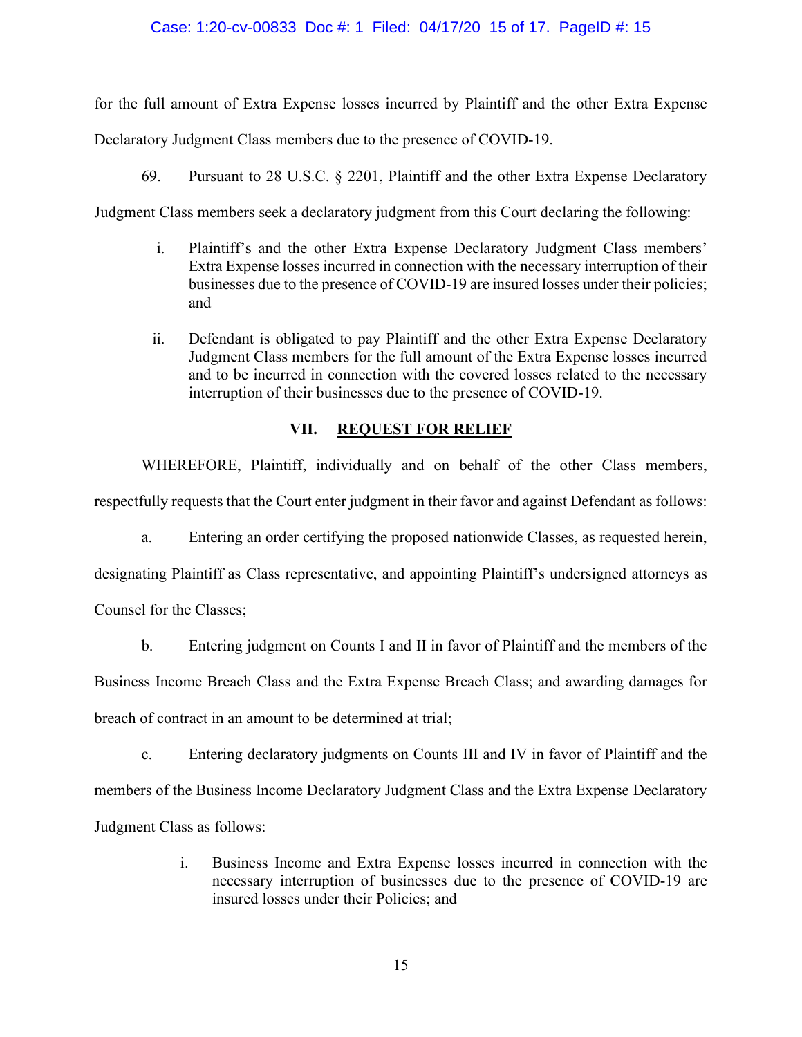for the full amount of Extra Expense losses incurred by Plaintiff and the other Extra Expense Declaratory Judgment Class members due to the presence of COVID-19.

69. Pursuant to 28 U.S.C. § 2201, Plaintiff and the other Extra Expense Declaratory Judgment Class members seek a declaratory judgment from this Court declaring the following:

> i. Plaintiff's and the other Extra Expense Declaratory Judgment Class members' Extra Expense losses incurred in connection with the necessary interruption of their businesses due to the presence of COVID-19 are insured losses under their policies; and
>
> ii. Defendant is obligated to pay Plaintiff and the other Extra Expense Declaratory Judgment Class members for the full amount of the Extra Expense losses incurred and to be incurred in connection with the covered losses related to the necessary interruption of their businesses due to the presence of COVID-19.

## VII. REQUEST FOR RELIEF

WHEREFORE, Plaintiff, individually and on behalf of the other Class members, respectfully requests that the Court enter judgment in their favor and against Defendant as follows:

a. Entering an order certifying the proposed nationwide Classes, as requested herein, designating Plaintiff as Class representative, and appointing Plaintiff's undersigned attorneys as Counsel for the Classes;

b. Entering judgment on Counts I and II in favor of Plaintiff and the members of the Business Income Breach Class and the Extra Expense Breach Class; and awarding damages for breach of contract in an amount to be determined at trial;

c. Entering declaratory judgments on Counts III and IV in favor of Plaintiff and the members of the Business Income Declaratory Judgment Class and the Extra Expense Declaratory Judgment Class as follows:

> i. Business Income and Extra Expense losses incurred in connection with the necessary interruption of businesses due to the presence of COVID-19 are insured losses under their Policies; and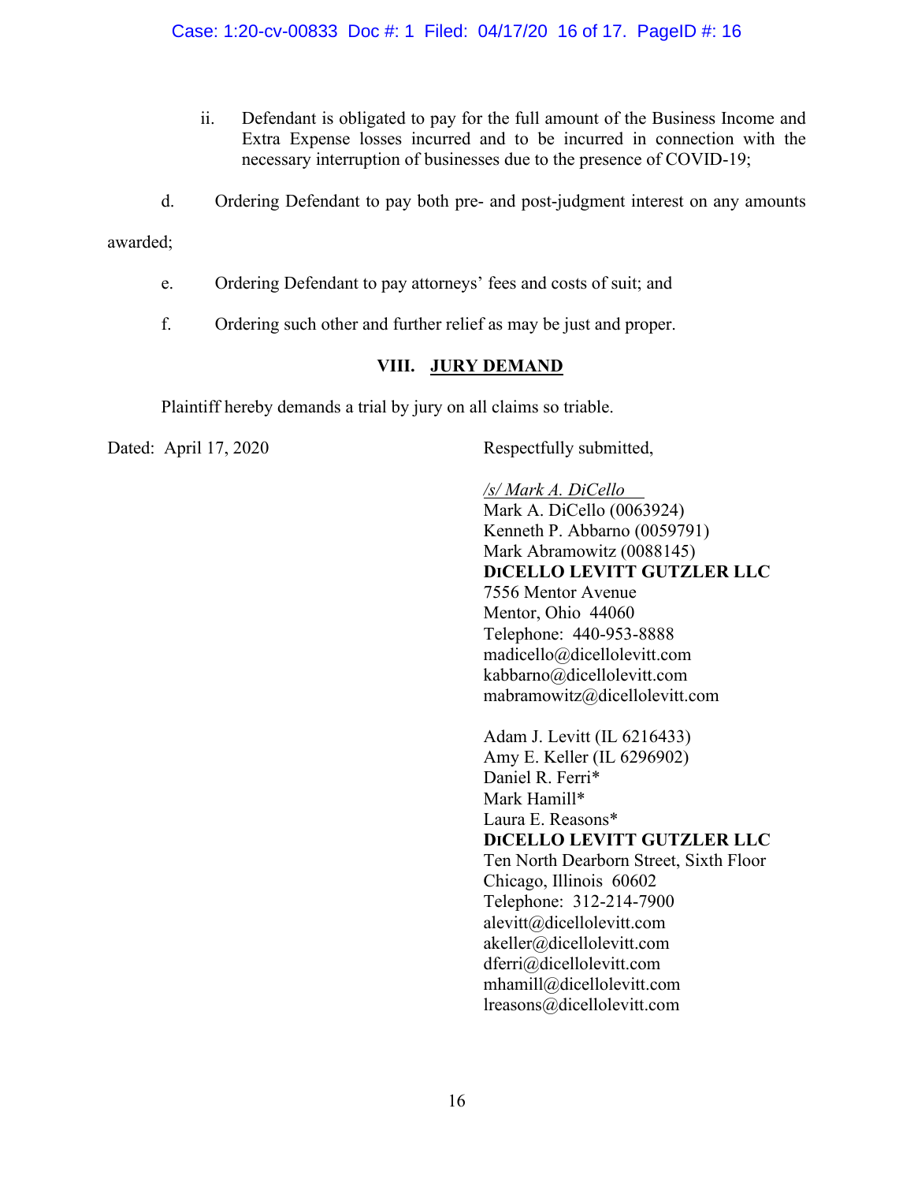ii. Defendant is obligated to pay for the full amount of the Business Income and Extra Expense losses incurred and to be incurred in connection with the necessary interruption of businesses due to the presence of COVID-19;

d. Ordering Defendant to pay both pre- and post-judgment interest on any amounts awarded;

e. Ordering Defendant to pay attorneys' fees and costs of suit; and

f. Ordering such other and further relief as may be just and proper.

## VIII. JURY DEMAND

Plaintiff hereby demands a trial by jury on all claims so triable.

Dated: April 17, 2020

Respectfully submitted,

*/s/ Mark A. DiCello*
Mark A. DiCello (0063924)
Kenneth P. Abbarno (0059791)
Mark Abramowitz (0088145)
**DICELLO LEVITT GUTZLER LLC**
7556 Mentor Avenue
Mentor, Ohio 44060
Telephone: 440-953-8888
madicello@dicellolevitt.com
kabbarno@dicellolevitt.com
mabramowitz@dicellolevitt.com

Adam J. Levitt (IL 6216433)
Amy E. Keller (IL 6296902)
Daniel R. Ferri*
Mark Hamill*
Laura E. Reasons*
**DICELLO LEVITT GUTZLER LLC**
Ten North Dearborn Street, Sixth Floor
Chicago, Illinois 60602
Telephone: 312-214-7900
alevitt@dicellolevitt.com
akeller@dicellolevitt.com
dferri@dicellolevitt.com
mhamill@dicellolevitt.com
lreasons@dicellolevitt.com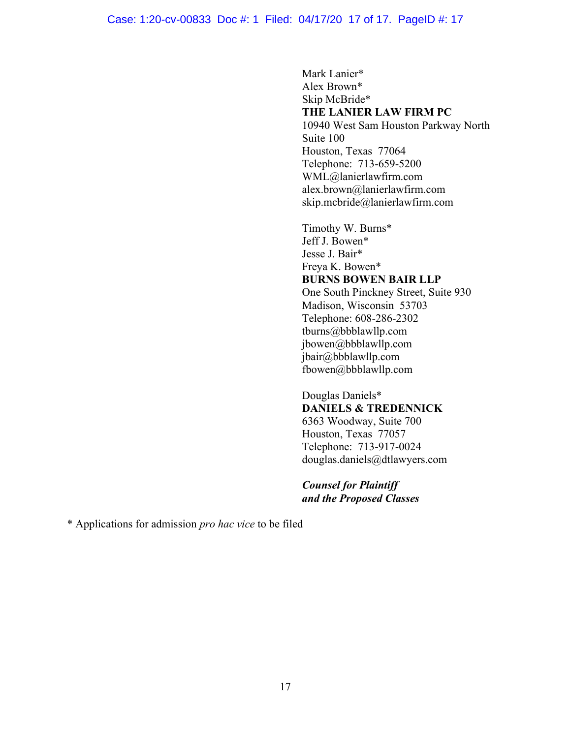Mark Lanier*
Alex Brown*
Skip McBride*
**THE LANIER LAW FIRM PC**
10940 West Sam Houston Parkway North
Suite 100
Houston, Texas 77064
Telephone: 713-659-5200
WML@lanierlawfirm.com
alex.brown@lanierlawfirm.com
skip.mcbride@lanierlawfirm.com

Timothy W. Burns*
Jeff J. Bowen*
Jesse J. Bair*
Freya K. Bowen*
**BURNS BOWEN BAIR LLP**
One South Pinckney Street, Suite 930
Madison, Wisconsin 53703
Telephone: 608-286-2302
tburns@bbblawllp.com
jbowen@bbblawllp.com
jbair@bbblawllp.com
fbowen@bbblawllp.com

Douglas Daniels*
**DANIELS & TREDENNICK**
6363 Woodway, Suite 700
Houston, Texas 77057
Telephone: 713-917-0024
douglas.daniels@dtlawyers.com

***Counsel for Plaintiff***
***and the Proposed Classes***

* Applications for admission *pro hac vice* to be filed